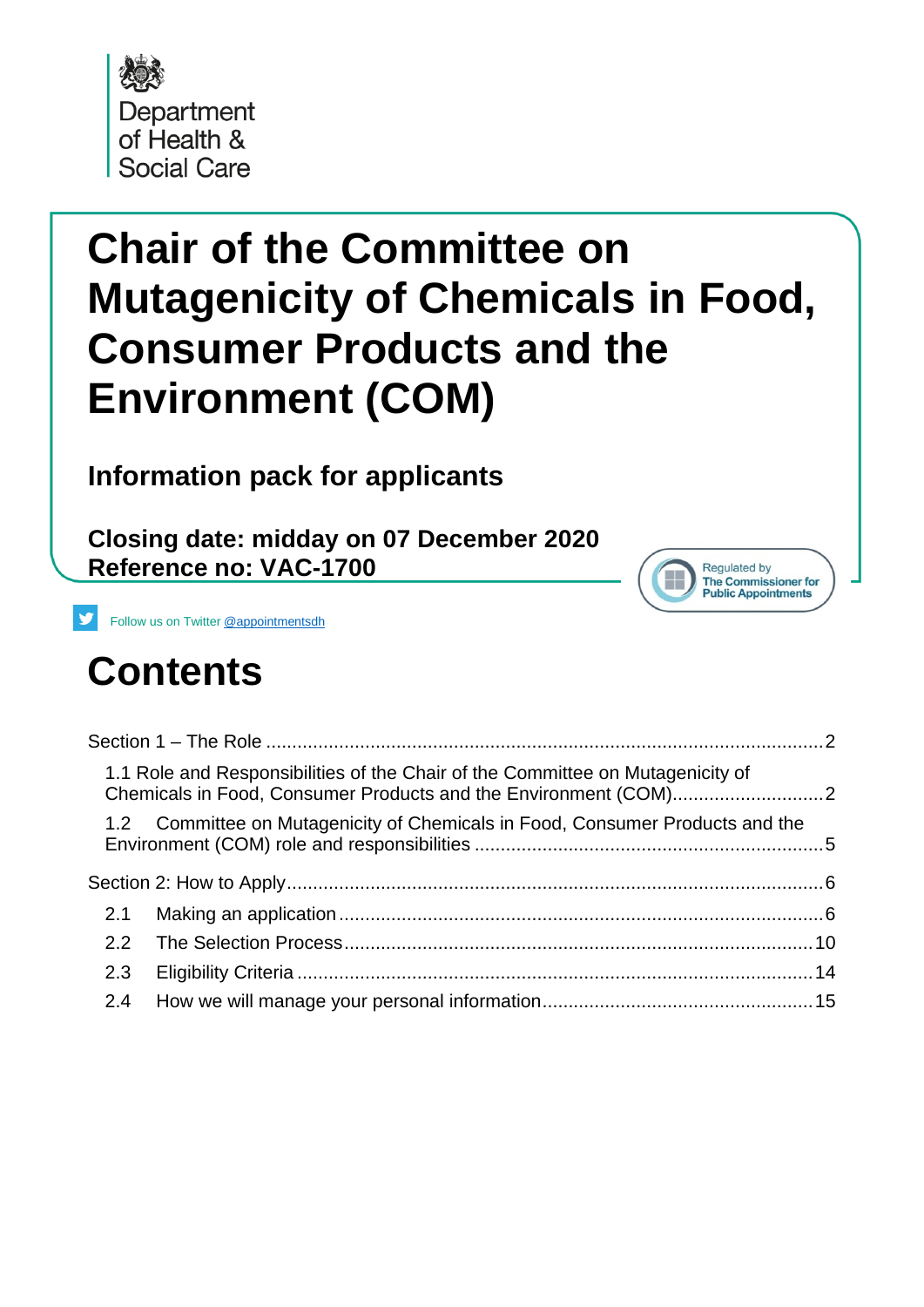Department of Health & Social Care

# Chair of the Committee on Mutagenicity of Chemicals in Food, Consumer Products and the Environment (COM)

## Information pack for applicants

**Closing date: midday on 07 December 2020**
**Reference no: VAC-1700**

Regulated by The Commissioner for Public Appointments

Follow us on Twitter @appointmentsdh

# Contents

Section 1 – The Role ........................................................................................................2

1.1 Role and Responsibilities of the Chair of the Committee on Mutagenicity of Chemicals in Food, Consumer Products and the Environment (COM)............................2

1.2 Committee on Mutagenicity of Chemicals in Food, Consumer Products and the Environment (COM) role and responsibilities ..................................................................5

Section 2: How to Apply......................................................................................................6

2.1 Making an application ............................................................................................6

2.2 The Selection Process.........................................................................................10

2.3 Eligibility Criteria ..................................................................................................14

2.4 How we will manage your personal information...................................................15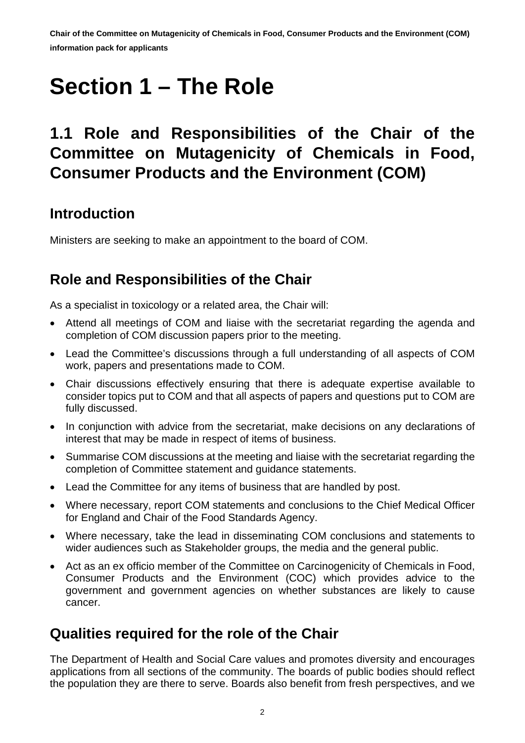# Section 1 – The Role

## 1.1 Role and Responsibilities of the Chair of the Committee on Mutagenicity of Chemicals in Food, Consumer Products and the Environment (COM)

### Introduction

Ministers are seeking to make an appointment to the board of COM.

### Role and Responsibilities of the Chair

As a specialist in toxicology or a related area, the Chair will:

- Attend all meetings of COM and liaise with the secretariat regarding the agenda and completion of COM discussion papers prior to the meeting.
- Lead the Committee's discussions through a full understanding of all aspects of COM work, papers and presentations made to COM.
- Chair discussions effectively ensuring that there is adequate expertise available to consider topics put to COM and that all aspects of papers and questions put to COM are fully discussed.
- In conjunction with advice from the secretariat, make decisions on any declarations of interest that may be made in respect of items of business.
- Summarise COM discussions at the meeting and liaise with the secretariat regarding the completion of Committee statement and guidance statements.
- Lead the Committee for any items of business that are handled by post.
- Where necessary, report COM statements and conclusions to the Chief Medical Officer for England and Chair of the Food Standards Agency.
- Where necessary, take the lead in disseminating COM conclusions and statements to wider audiences such as Stakeholder groups, the media and the general public.
- Act as an ex officio member of the Committee on Carcinogenicity of Chemicals in Food, Consumer Products and the Environment (COC) which provides advice to the government and government agencies on whether substances are likely to cause cancer.

### Qualities required for the role of the Chair

The Department of Health and Social Care values and promotes diversity and encourages applications from all sections of the community. The boards of public bodies should reflect the population they are there to serve. Boards also benefit from fresh perspectives, and we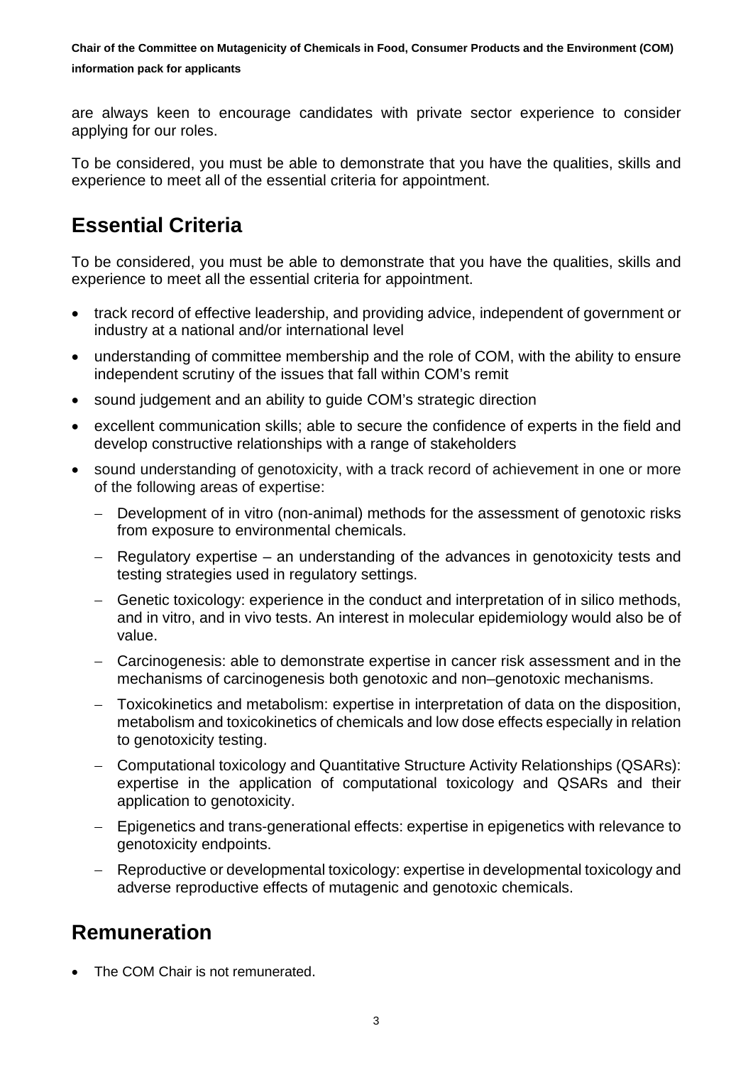are always keen to encourage candidates with private sector experience to consider applying for our roles.

To be considered, you must be able to demonstrate that you have the qualities, skills and experience to meet all of the essential criteria for appointment.

## Essential Criteria

To be considered, you must be able to demonstrate that you have the qualities, skills and experience to meet all the essential criteria for appointment.

- track record of effective leadership, and providing advice, independent of government or industry at a national and/or international level
- understanding of committee membership and the role of COM, with the ability to ensure independent scrutiny of the issues that fall within COM's remit
- sound judgement and an ability to guide COM's strategic direction
- excellent communication skills; able to secure the confidence of experts in the field and develop constructive relationships with a range of stakeholders
- sound understanding of genotoxicity, with a track record of achievement in one or more of the following areas of expertise:
  - Development of in vitro (non-animal) methods for the assessment of genotoxic risks from exposure to environmental chemicals.
  - Regulatory expertise – an understanding of the advances in genotoxicity tests and testing strategies used in regulatory settings.
  - Genetic toxicology: experience in the conduct and interpretation of in silico methods, and in vitro, and in vivo tests. An interest in molecular epidemiology would also be of value.
  - Carcinogenesis: able to demonstrate expertise in cancer risk assessment and in the mechanisms of carcinogenesis both genotoxic and non–genotoxic mechanisms.
  - Toxicokinetics and metabolism: expertise in interpretation of data on the disposition, metabolism and toxicokinetics of chemicals and low dose effects especially in relation to genotoxicity testing.
  - Computational toxicology and Quantitative Structure Activity Relationships (QSARs): expertise in the application of computational toxicology and QSARs and their application to genotoxicity.
  - Epigenetics and trans-generational effects: expertise in epigenetics with relevance to genotoxicity endpoints.
  - Reproductive or developmental toxicology: expertise in developmental toxicology and adverse reproductive effects of mutagenic and genotoxic chemicals.

## Remuneration

- The COM Chair is not remunerated.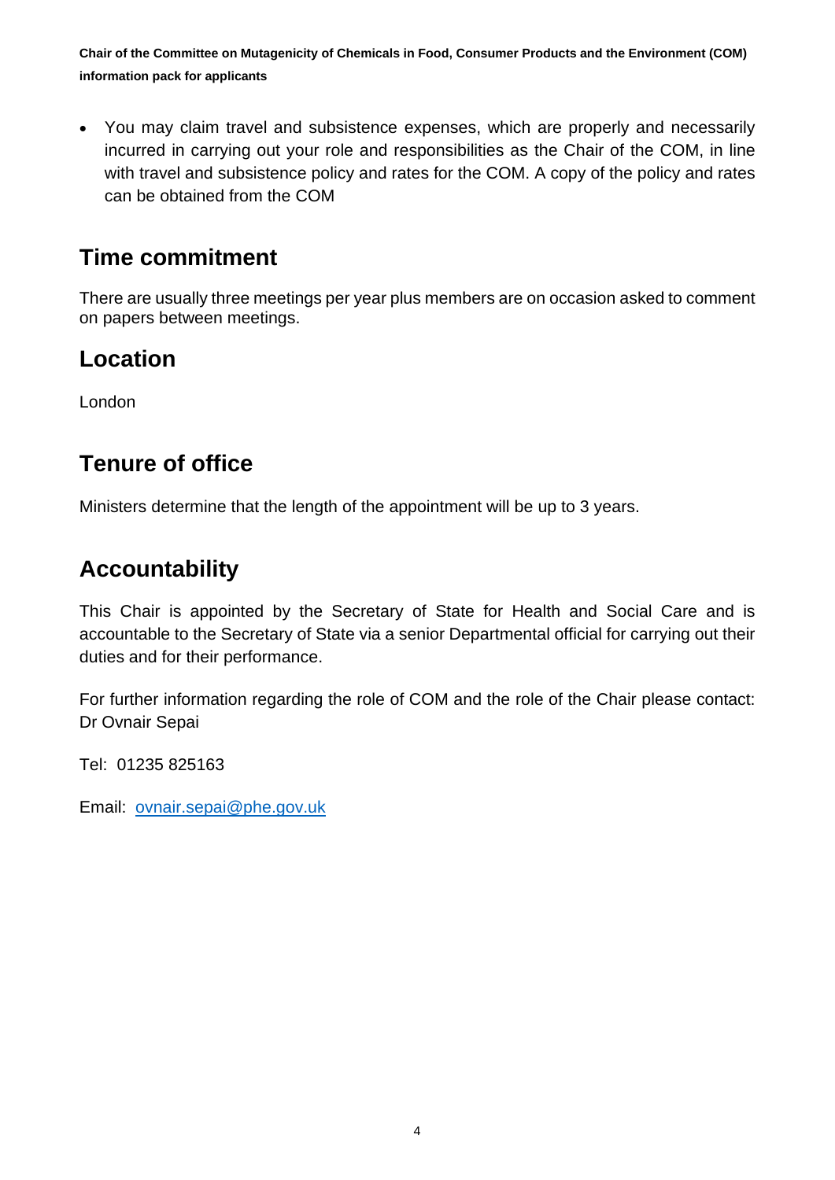- You may claim travel and subsistence expenses, which are properly and necessarily incurred in carrying out your role and responsibilities as the Chair of the COM, in line with travel and subsistence policy and rates for the COM. A copy of the policy and rates can be obtained from the COM

## Time commitment

There are usually three meetings per year plus members are on occasion asked to comment on papers between meetings.

## Location

London

## Tenure of office

Ministers determine that the length of the appointment will be up to 3 years.

## Accountability

This Chair is appointed by the Secretary of State for Health and Social Care and is accountable to the Secretary of State via a senior Departmental official for carrying out their duties and for their performance.

For further information regarding the role of COM and the role of the Chair please contact: Dr Ovnair Sepai

Tel: 01235 825163

Email: [ovnair.sepai@phe.gov.uk](mailto:ovnair.sepai@phe.gov.uk)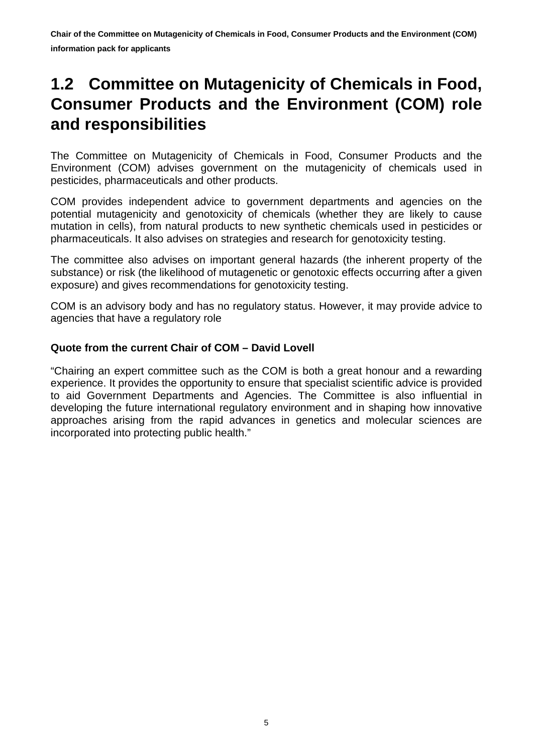## 1.2 Committee on Mutagenicity of Chemicals in Food, Consumer Products and the Environment (COM) role and responsibilities

The Committee on Mutagenicity of Chemicals in Food, Consumer Products and the Environment (COM) advises government on the mutagenicity of chemicals used in pesticides, pharmaceuticals and other products.

COM provides independent advice to government departments and agencies on the potential mutagenicity and genotoxicity of chemicals (whether they are likely to cause mutation in cells), from natural products to new synthetic chemicals used in pesticides or pharmaceuticals. It also advises on strategies and research for genotoxicity testing.

The committee also advises on important general hazards (the inherent property of the substance) or risk (the likelihood of mutagenetic or genotoxic effects occurring after a given exposure) and gives recommendations for genotoxicity testing.

COM is an advisory body and has no regulatory status. However, it may provide advice to agencies that have a regulatory role

**Quote from the current Chair of COM – David Lovell**

"Chairing an expert committee such as the COM is both a great honour and a rewarding experience. It provides the opportunity to ensure that specialist scientific advice is provided to aid Government Departments and Agencies. The Committee is also influential in developing the future international regulatory environment and in shaping how innovative approaches arising from the rapid advances in genetics and molecular sciences are incorporated into protecting public health."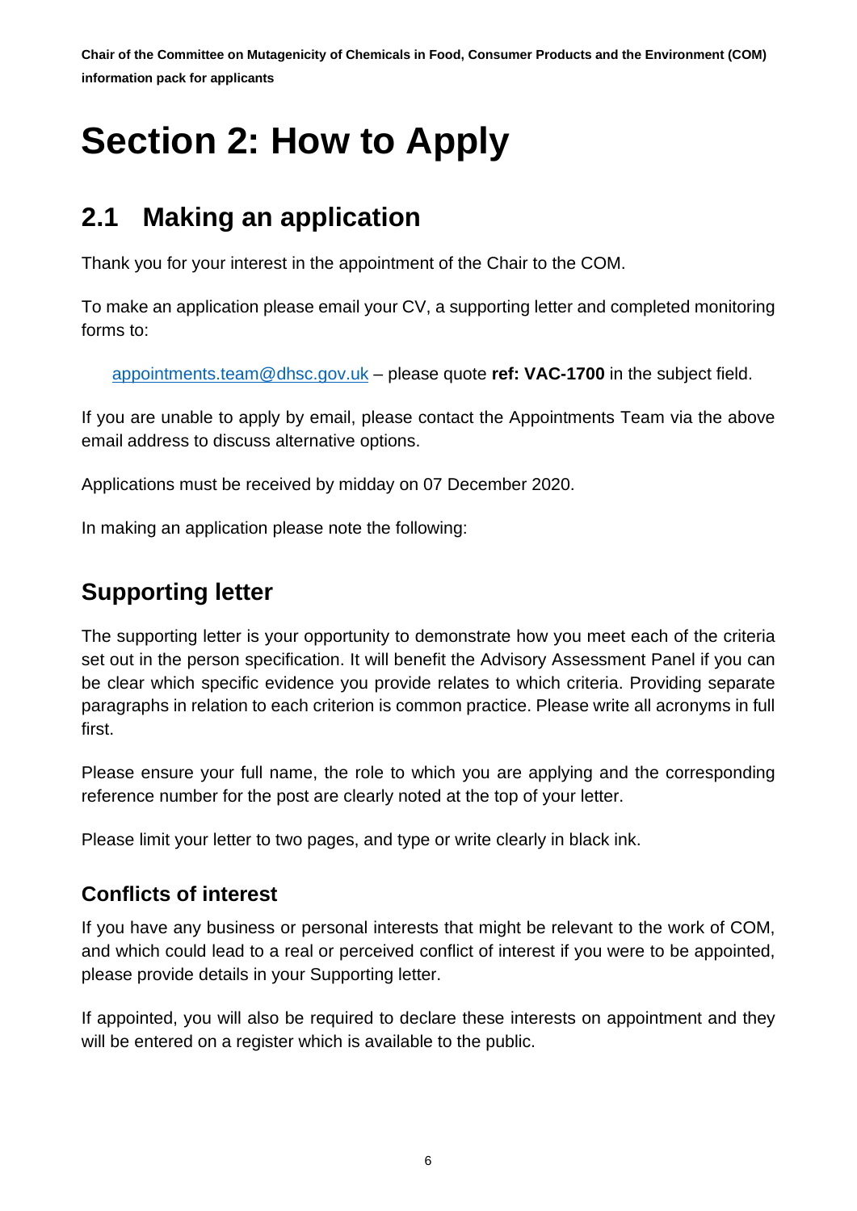# Section 2: How to Apply

## 2.1 Making an application

Thank you for your interest in the appointment of the Chair to the COM.

To make an application please email your CV, a supporting letter and completed monitoring forms to:

appointments.team@dhsc.gov.uk – please quote **ref: VAC-1700** in the subject field.

If you are unable to apply by email, please contact the Appointments Team via the above email address to discuss alternative options.

Applications must be received by midday on 07 December 2020.

In making an application please note the following:

## Supporting letter

The supporting letter is your opportunity to demonstrate how you meet each of the criteria set out in the person specification. It will benefit the Advisory Assessment Panel if you can be clear which specific evidence you provide relates to which criteria. Providing separate paragraphs in relation to each criterion is common practice. Please write all acronyms in full first.

Please ensure your full name, the role to which you are applying and the corresponding reference number for the post are clearly noted at the top of your letter.

Please limit your letter to two pages, and type or write clearly in black ink.

### Conflicts of interest

If you have any business or personal interests that might be relevant to the work of COM, and which could lead to a real or perceived conflict of interest if you were to be appointed, please provide details in your Supporting letter.

If appointed, you will also be required to declare these interests on appointment and they will be entered on a register which is available to the public.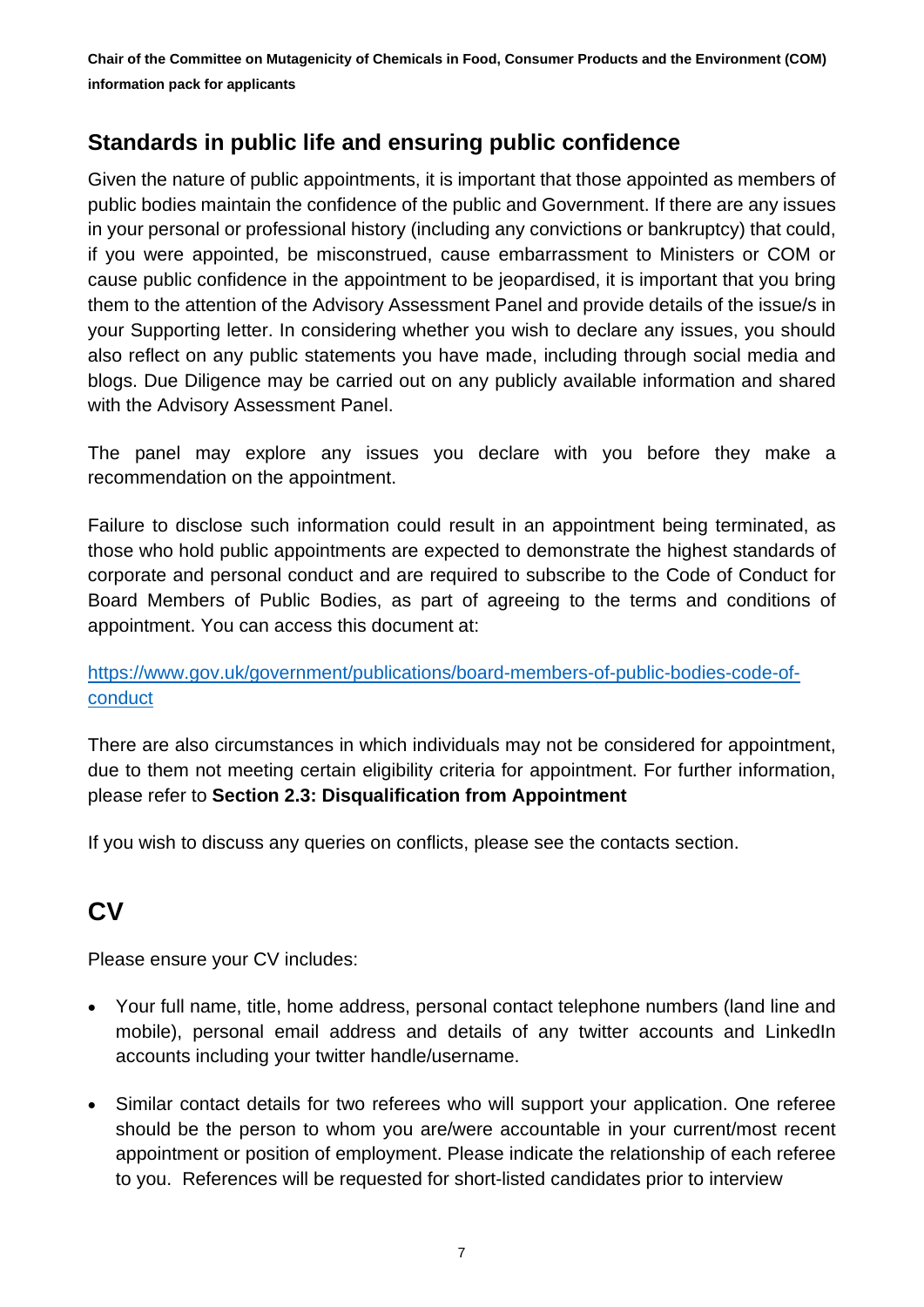## Standards in public life and ensuring public confidence

Given the nature of public appointments, it is important that those appointed as members of public bodies maintain the confidence of the public and Government. If there are any issues in your personal or professional history (including any convictions or bankruptcy) that could, if you were appointed, be misconstrued, cause embarrassment to Ministers or COM or cause public confidence in the appointment to be jeopardised, it is important that you bring them to the attention of the Advisory Assessment Panel and provide details of the issue/s in your Supporting letter. In considering whether you wish to declare any issues, you should also reflect on any public statements you have made, including through social media and blogs. Due Diligence may be carried out on any publicly available information and shared with the Advisory Assessment Panel.

The panel may explore any issues you declare with you before they make a recommendation on the appointment.

Failure to disclose such information could result in an appointment being terminated, as those who hold public appointments are expected to demonstrate the highest standards of corporate and personal conduct and are required to subscribe to the Code of Conduct for Board Members of Public Bodies, as part of agreeing to the terms and conditions of appointment. You can access this document at:

[https://www.gov.uk/government/publications/board-members-of-public-bodies-code-of-conduct](https://www.gov.uk/government/publications/board-members-of-public-bodies-code-of-conduct)

There are also circumstances in which individuals may not be considered for appointment, due to them not meeting certain eligibility criteria for appointment. For further information, please refer to **Section 2.3: Disqualification from Appointment**

If you wish to discuss any queries on conflicts, please see the contacts section.

# CV

Please ensure your CV includes:

- Your full name, title, home address, personal contact telephone numbers (land line and mobile), personal email address and details of any twitter accounts and LinkedIn accounts including your twitter handle/username.
- Similar contact details for two referees who will support your application. One referee should be the person to whom you are/were accountable in your current/most recent appointment or position of employment. Please indicate the relationship of each referee to you. References will be requested for short-listed candidates prior to interview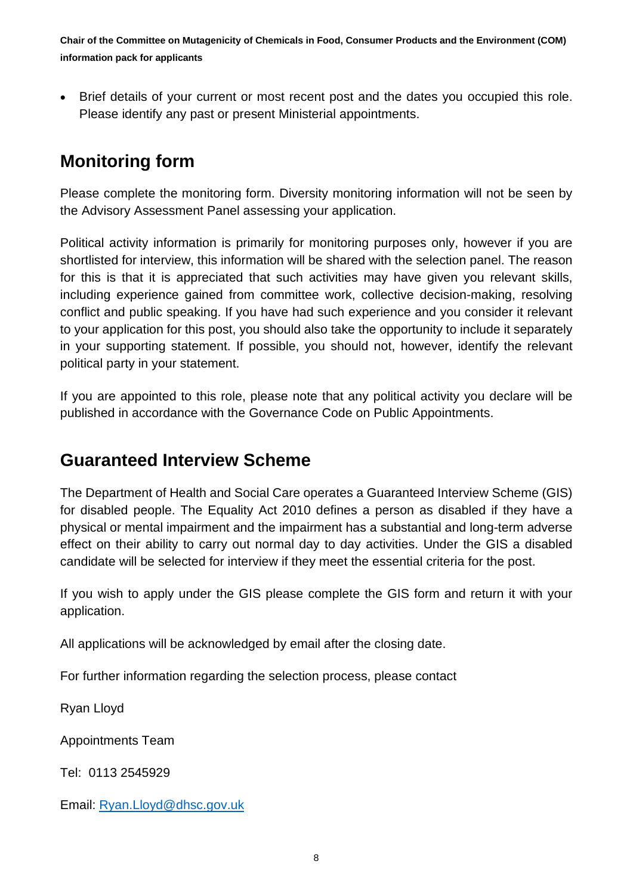- Brief details of your current or most recent post and the dates you occupied this role. Please identify any past or present Ministerial appointments.

## Monitoring form

Please complete the monitoring form. Diversity monitoring information will not be seen by the Advisory Assessment Panel assessing your application.

Political activity information is primarily for monitoring purposes only, however if you are shortlisted for interview, this information will be shared with the selection panel. The reason for this is that it is appreciated that such activities may have given you relevant skills, including experience gained from committee work, collective decision-making, resolving conflict and public speaking. If you have had such experience and you consider it relevant to your application for this post, you should also take the opportunity to include it separately in your supporting statement. If possible, you should not, however, identify the relevant political party in your statement.

If you are appointed to this role, please note that any political activity you declare will be published in accordance with the Governance Code on Public Appointments.

## Guaranteed Interview Scheme

The Department of Health and Social Care operates a Guaranteed Interview Scheme (GIS) for disabled people. The Equality Act 2010 defines a person as disabled if they have a physical or mental impairment and the impairment has a substantial and long-term adverse effect on their ability to carry out normal day to day activities. Under the GIS a disabled candidate will be selected for interview if they meet the essential criteria for the post.

If you wish to apply under the GIS please complete the GIS form and return it with your application.

All applications will be acknowledged by email after the closing date.

For further information regarding the selection process, please contact

Ryan Lloyd

Appointments Team

Tel: 0113 2545929

Email: [Ryan.Lloyd@dhsc.gov.uk](mailto:Ryan.Lloyd@dhsc.gov.uk)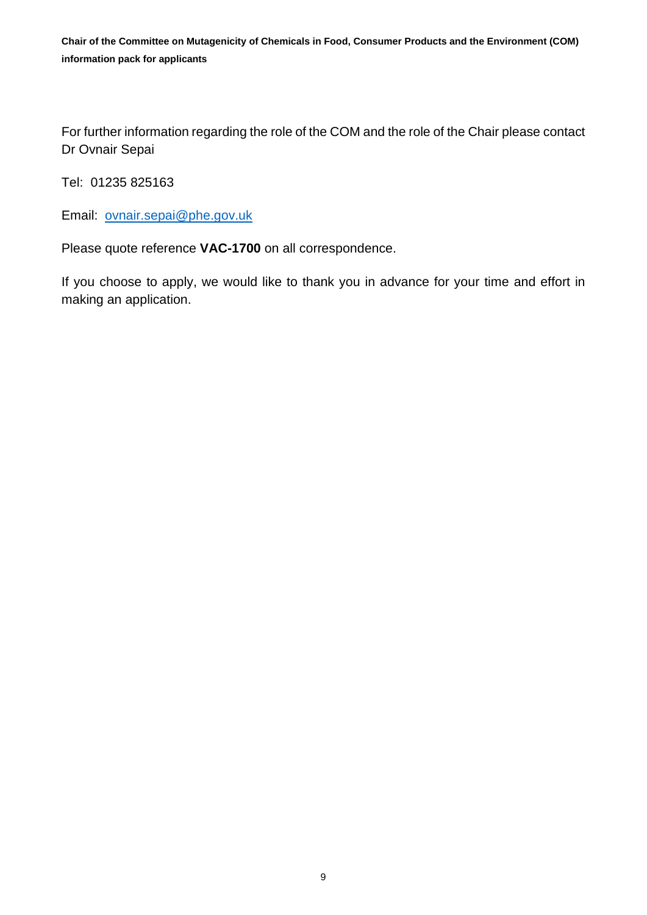For further information regarding the role of the COM and the role of the Chair please contact Dr Ovnair Sepai

Tel: 01235 825163

Email: ovnair.sepai@phe.gov.uk

Please quote reference **VAC-1700** on all correspondence.

If you choose to apply, we would like to thank you in advance for your time and effort in making an application.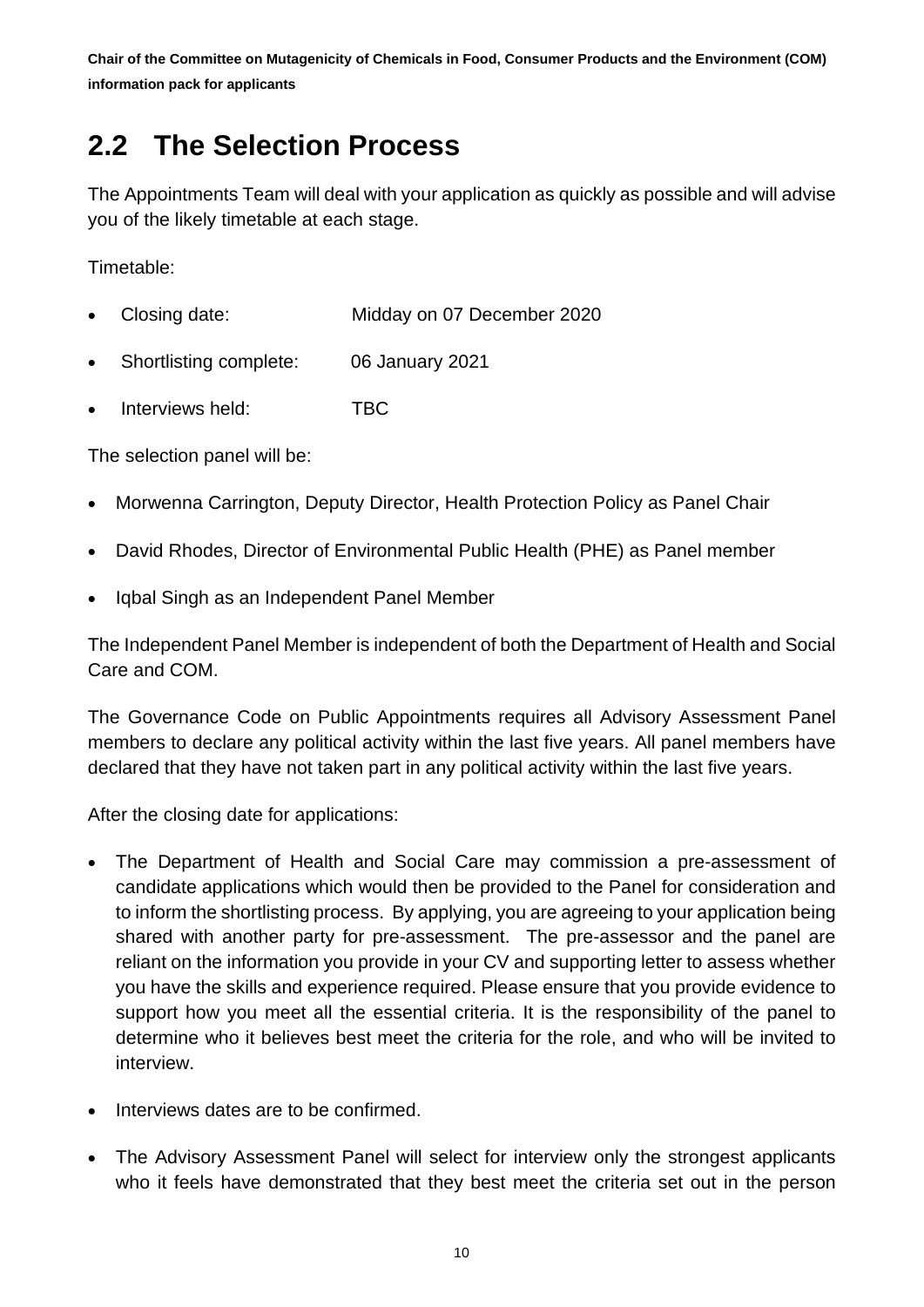## 2.2 The Selection Process

The Appointments Team will deal with your application as quickly as possible and will advise you of the likely timetable at each stage.

Timetable:

- Closing date: Midday on 07 December 2020
- Shortlisting complete: 06 January 2021
- Interviews held: TBC

The selection panel will be:

- Morwenna Carrington, Deputy Director, Health Protection Policy as Panel Chair
- David Rhodes, Director of Environmental Public Health (PHE) as Panel member
- Iqbal Singh as an Independent Panel Member

The Independent Panel Member is independent of both the Department of Health and Social Care and COM.

The Governance Code on Public Appointments requires all Advisory Assessment Panel members to declare any political activity within the last five years. All panel members have declared that they have not taken part in any political activity within the last five years.

After the closing date for applications:

- The Department of Health and Social Care may commission a pre-assessment of candidate applications which would then be provided to the Panel for consideration and to inform the shortlisting process. By applying, you are agreeing to your application being shared with another party for pre-assessment. The pre-assessor and the panel are reliant on the information you provide in your CV and supporting letter to assess whether you have the skills and experience required. Please ensure that you provide evidence to support how you meet all the essential criteria. It is the responsibility of the panel to determine who it believes best meet the criteria for the role, and who will be invited to interview.
- Interviews dates are to be confirmed.
- The Advisory Assessment Panel will select for interview only the strongest applicants who it feels have demonstrated that they best meet the criteria set out in the person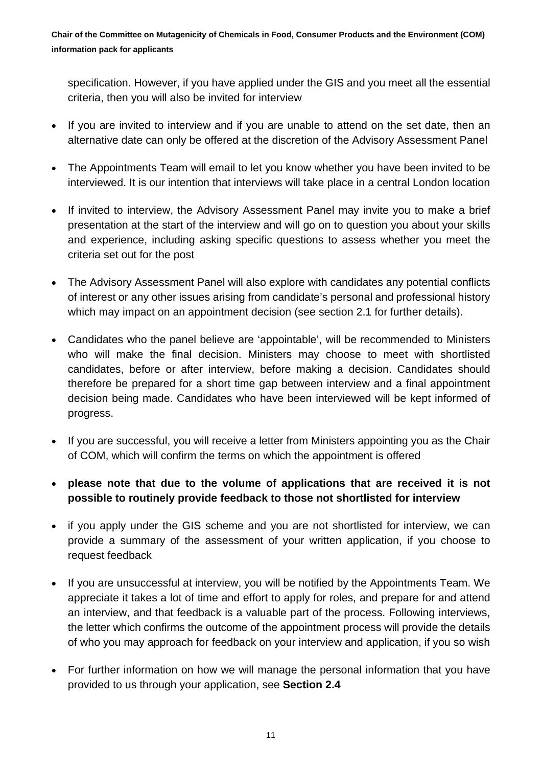specification. However, if you have applied under the GIS and you meet all the essential criteria, then you will also be invited for interview

- If you are invited to interview and if you are unable to attend on the set date, then an alternative date can only be offered at the discretion of the Advisory Assessment Panel
- The Appointments Team will email to let you know whether you have been invited to be interviewed. It is our intention that interviews will take place in a central London location
- If invited to interview, the Advisory Assessment Panel may invite you to make a brief presentation at the start of the interview and will go on to question you about your skills and experience, including asking specific questions to assess whether you meet the criteria set out for the post
- The Advisory Assessment Panel will also explore with candidates any potential conflicts of interest or any other issues arising from candidate's personal and professional history which may impact on an appointment decision (see section 2.1 for further details).
- Candidates who the panel believe are 'appointable', will be recommended to Ministers who will make the final decision. Ministers may choose to meet with shortlisted candidates, before or after interview, before making a decision. Candidates should therefore be prepared for a short time gap between interview and a final appointment decision being made. Candidates who have been interviewed will be kept informed of progress.
- If you are successful, you will receive a letter from Ministers appointing you as the Chair of COM, which will confirm the terms on which the appointment is offered
- **please note that due to the volume of applications that are received it is not possible to routinely provide feedback to those not shortlisted for interview**
- if you apply under the GIS scheme and you are not shortlisted for interview, we can provide a summary of the assessment of your written application, if you choose to request feedback
- If you are unsuccessful at interview, you will be notified by the Appointments Team. We appreciate it takes a lot of time and effort to apply for roles, and prepare for and attend an interview, and that feedback is a valuable part of the process. Following interviews, the letter which confirms the outcome of the appointment process will provide the details of who you may approach for feedback on your interview and application, if you so wish
- For further information on how we will manage the personal information that you have provided to us through your application, see **Section 2.4**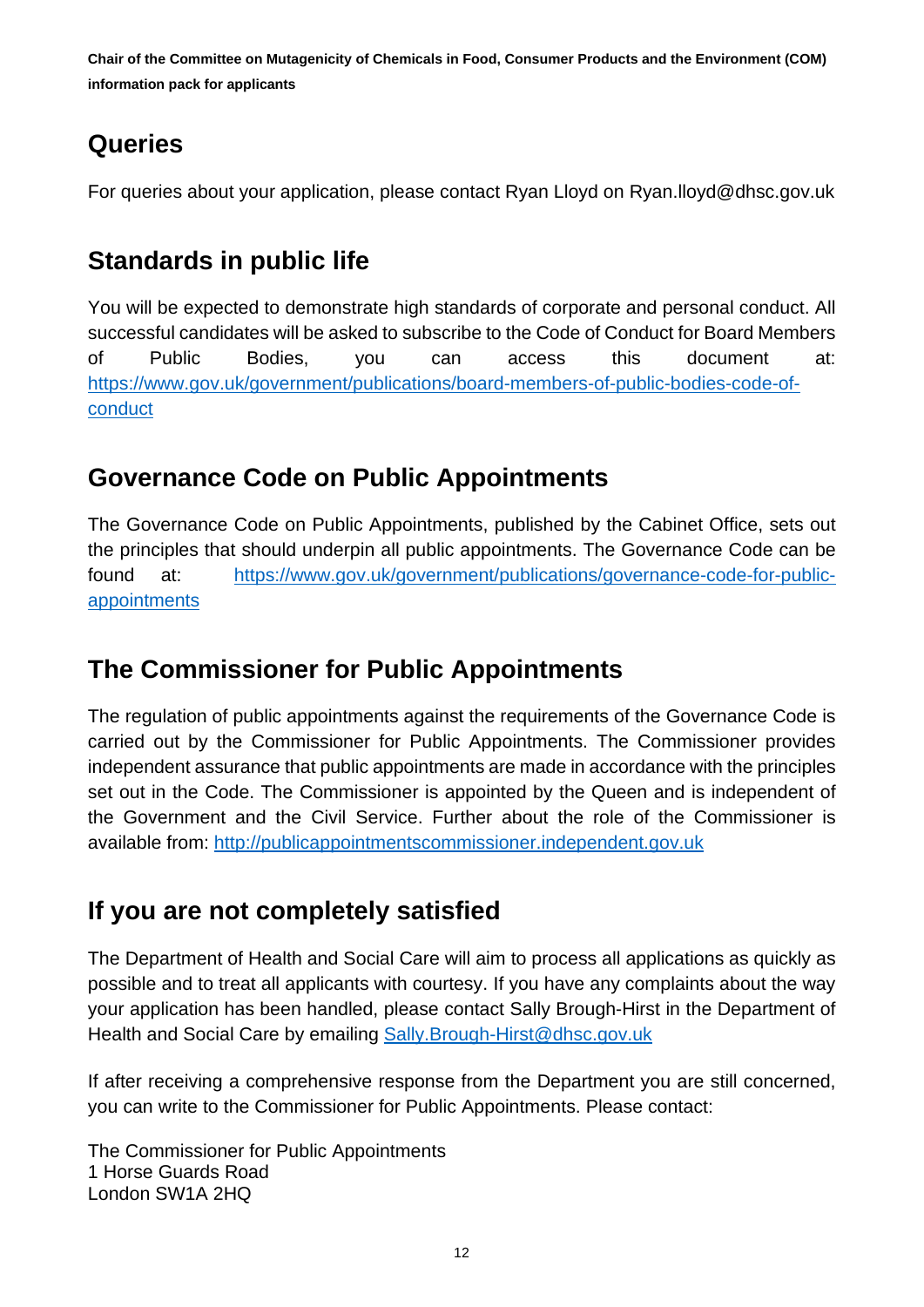## Queries

For queries about your application, please contact Ryan Lloyd on Ryan.lloyd@dhsc.gov.uk

## Standards in public life

You will be expected to demonstrate high standards of corporate and personal conduct. All successful candidates will be asked to subscribe to the Code of Conduct for Board Members of Public Bodies, you can access this document at: [https://www.gov.uk/government/publications/board-members-of-public-bodies-code-of-conduct](https://www.gov.uk/government/publications/board-members-of-public-bodies-code-of-conduct)

## Governance Code on Public Appointments

The Governance Code on Public Appointments, published by the Cabinet Office, sets out the principles that should underpin all public appointments. The Governance Code can be found at: [https://www.gov.uk/government/publications/governance-code-for-public-appointments](https://www.gov.uk/government/publications/governance-code-for-public-appointments)

## The Commissioner for Public Appointments

The regulation of public appointments against the requirements of the Governance Code is carried out by the Commissioner for Public Appointments. The Commissioner provides independent assurance that public appointments are made in accordance with the principles set out in the Code. The Commissioner is appointed by the Queen and is independent of the Government and the Civil Service. Further about the role of the Commissioner is available from: [http://publicappointmentscommissioner.independent.gov.uk](http://publicappointmentscommissioner.independent.gov.uk)

## If you are not completely satisfied

The Department of Health and Social Care will aim to process all applications as quickly as possible and to treat all applicants with courtesy. If you have any complaints about the way your application has been handled, please contact Sally Brough-Hirst in the Department of Health and Social Care by emailing [Sally.Brough-Hirst@dhsc.gov.uk](mailto:Sally.Brough-Hirst@dhsc.gov.uk)

If after receiving a comprehensive response from the Department you are still concerned, you can write to the Commissioner for Public Appointments. Please contact:

The Commissioner for Public Appointments
1 Horse Guards Road
London SW1A 2HQ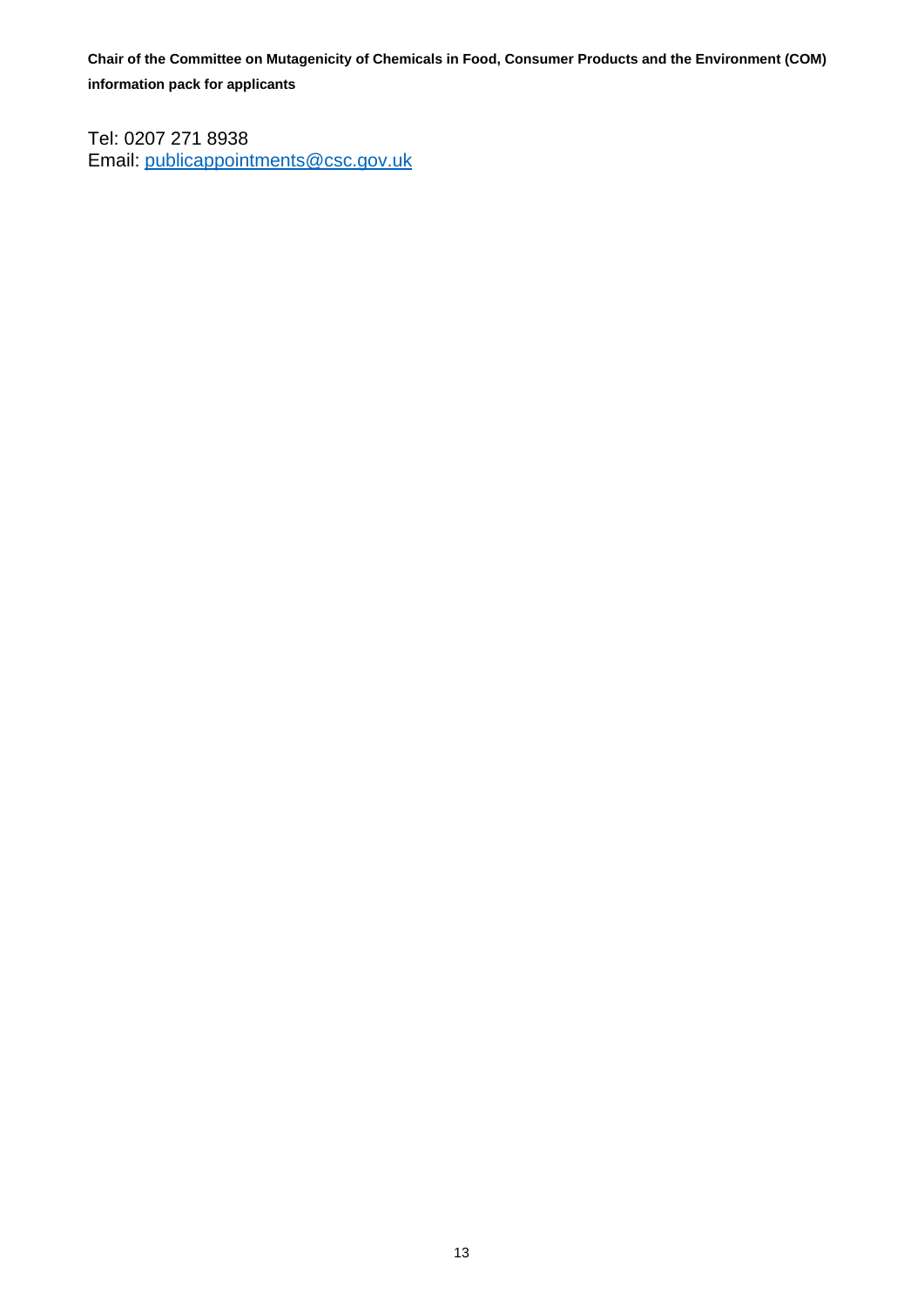Tel: 0207 271 8938
Email: publicappointments@csc.gov.uk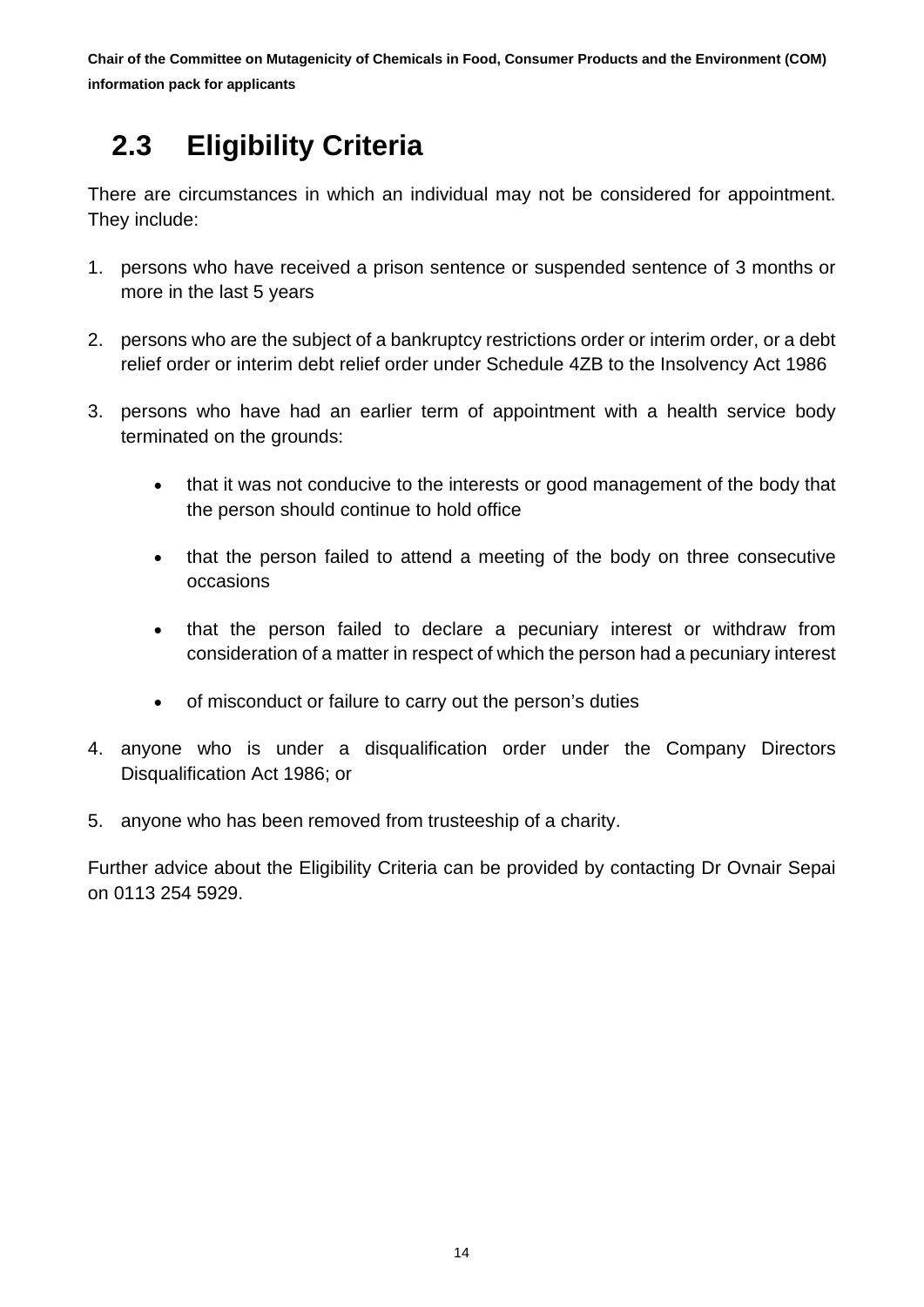## 2.3 Eligibility Criteria

There are circumstances in which an individual may not be considered for appointment. They include:

1. persons who have received a prison sentence or suspended sentence of 3 months or more in the last 5 years

2. persons who are the subject of a bankruptcy restrictions order or interim order, or a debt relief order or interim debt relief order under Schedule 4ZB to the Insolvency Act 1986

3. persons who have had an earlier term of appointment with a health service body terminated on the grounds:

   - that it was not conducive to the interests or good management of the body that the person should continue to hold office

   - that the person failed to attend a meeting of the body on three consecutive occasions

   - that the person failed to declare a pecuniary interest or withdraw from consideration of a matter in respect of which the person had a pecuniary interest

   - of misconduct or failure to carry out the person's duties

4. anyone who is under a disqualification order under the Company Directors Disqualification Act 1986; or

5. anyone who has been removed from trusteeship of a charity.

Further advice about the Eligibility Criteria can be provided by contacting Dr Ovnair Sepai on 0113 254 5929.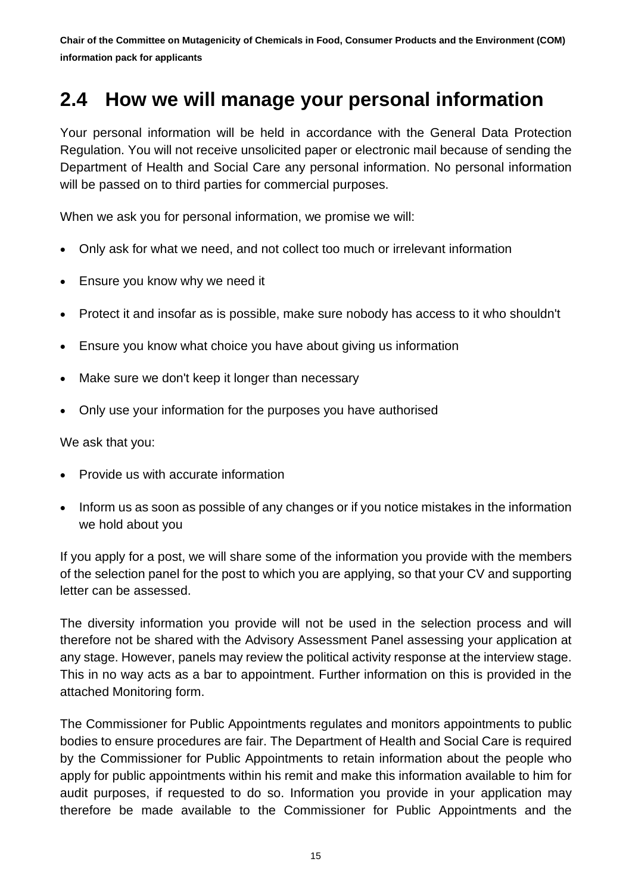## 2.4 How we will manage your personal information

Your personal information will be held in accordance with the General Data Protection Regulation. You will not receive unsolicited paper or electronic mail because of sending the Department of Health and Social Care any personal information. No personal information will be passed on to third parties for commercial purposes.

When we ask you for personal information, we promise we will:

- Only ask for what we need, and not collect too much or irrelevant information
- Ensure you know why we need it
- Protect it and insofar as is possible, make sure nobody has access to it who shouldn't
- Ensure you know what choice you have about giving us information
- Make sure we don't keep it longer than necessary
- Only use your information for the purposes you have authorised

We ask that you:

- Provide us with accurate information
- Inform us as soon as possible of any changes or if you notice mistakes in the information we hold about you

If you apply for a post, we will share some of the information you provide with the members of the selection panel for the post to which you are applying, so that your CV and supporting letter can be assessed.

The diversity information you provide will not be used in the selection process and will therefore not be shared with the Advisory Assessment Panel assessing your application at any stage. However, panels may review the political activity response at the interview stage. This in no way acts as a bar to appointment. Further information on this is provided in the attached Monitoring form.

The Commissioner for Public Appointments regulates and monitors appointments to public bodies to ensure procedures are fair. The Department of Health and Social Care is required by the Commissioner for Public Appointments to retain information about the people who apply for public appointments within his remit and make this information available to him for audit purposes, if requested to do so. Information you provide in your application may therefore be made available to the Commissioner for Public Appointments and the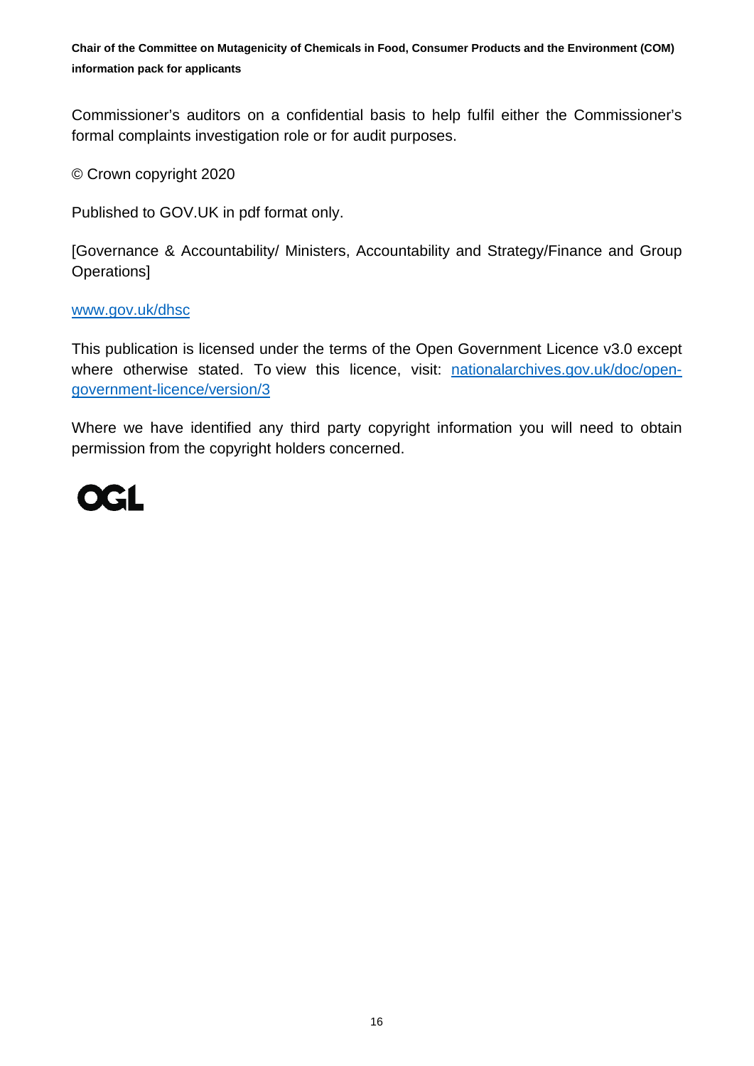Commissioner's auditors on a confidential basis to help fulfil either the Commissioner's formal complaints investigation role or for audit purposes.

© Crown copyright 2020

Published to GOV.UK in pdf format only.

[Governance & Accountability/ Ministers, Accountability and Strategy/Finance and Group Operations]

[www.gov.uk/dhsc](http://www.gov.uk/dhsc)

This publication is licensed under the terms of the Open Government Licence v3.0 except where otherwise stated. To view this licence, visit: [nationalarchives.gov.uk/doc/open-government-licence/version/3](http://nationalarchives.gov.uk/doc/open-government-licence/version/3)

Where we have identified any third party copyright information you will need to obtain permission from the copyright holders concerned.

OGL